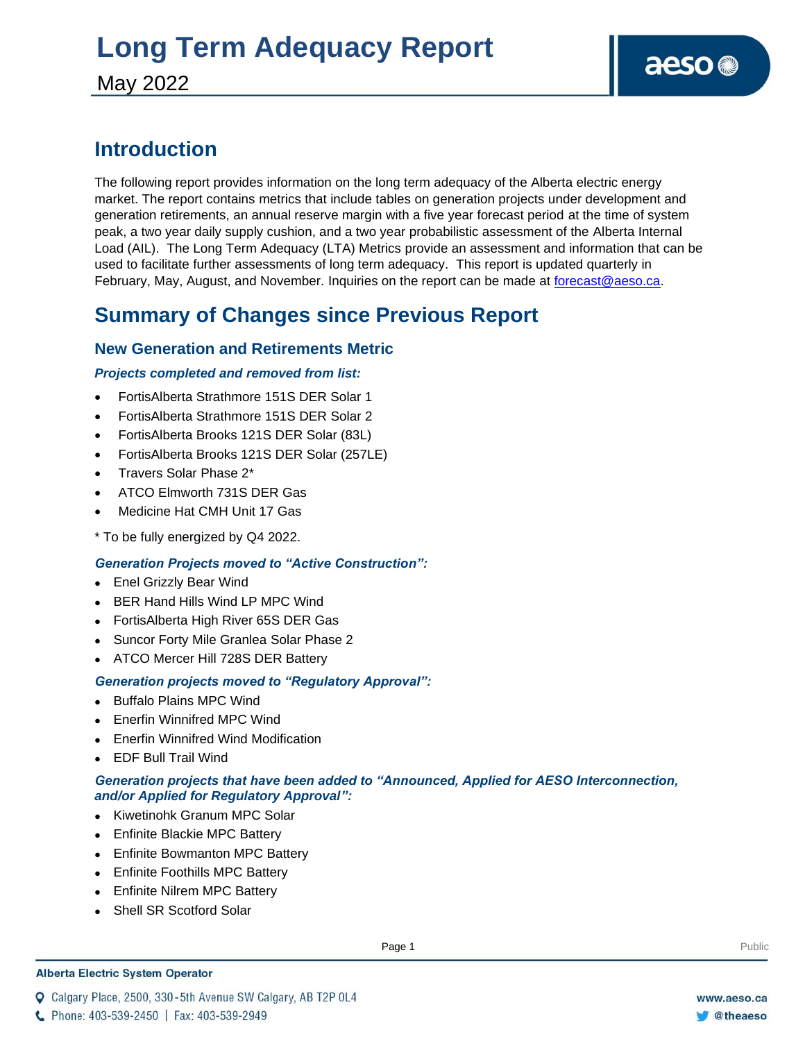# Long Term Adequacy Report

May 2022

## Introduction

The following report provides information on the long term adequacy of the Alberta electric energy market. The report contains metrics that include tables on generation projects under development and generation retirements, an annual reserve margin with a five year forecast period at the time of system peak, a two year daily supply cushion, and a two year probabilistic assessment of the Alberta Internal Load (AIL). The Long Term Adequacy (LTA) Metrics provide an assessment and information that can be used to facilitate further assessments of long term adequacy. This report is updated quarterly in February, May, August, and November. Inquiries on the report can be made at forecast@aeso.ca.

## Summary of Changes since Previous Report

### New Generation and Retirements Metric

***Projects completed and removed from list:***

- FortisAlberta Strathmore 151S DER Solar 1
- FortisAlberta Strathmore 151S DER Solar 2
- FortisAlberta Brooks 121S DER Solar (83L)
- FortisAlberta Brooks 121S DER Solar (257LE)
- Travers Solar Phase 2*
- ATCO Elmworth 731S DER Gas
- Medicine Hat CMH Unit 17 Gas

* To be fully energized by Q4 2022.

***Generation Projects moved to "Active Construction":***

- Enel Grizzly Bear Wind
- BER Hand Hills Wind LP MPC Wind
- FortisAlberta High River 65S DER Gas
- Suncor Forty Mile Granlea Solar Phase 2
- ATCO Mercer Hill 728S DER Battery

***Generation projects moved to "Regulatory Approval":***

- Buffalo Plains MPC Wind
- Enerfin Winnifred MPC Wind
- Enerfin Winnifred Wind Modification
- EDF Bull Trail Wind

***Generation projects that have been added to "Announced, Applied for AESO Interconnection, and/or Applied for Regulatory Approval":***

- Kiwetinohk Granum MPC Solar
- Enfinite Blackie MPC Battery
- Enfinite Bowmanton MPC Battery
- Enfinite Foothills MPC Battery
- Enfinite Nilrem MPC Battery
- Shell SR Scotford Solar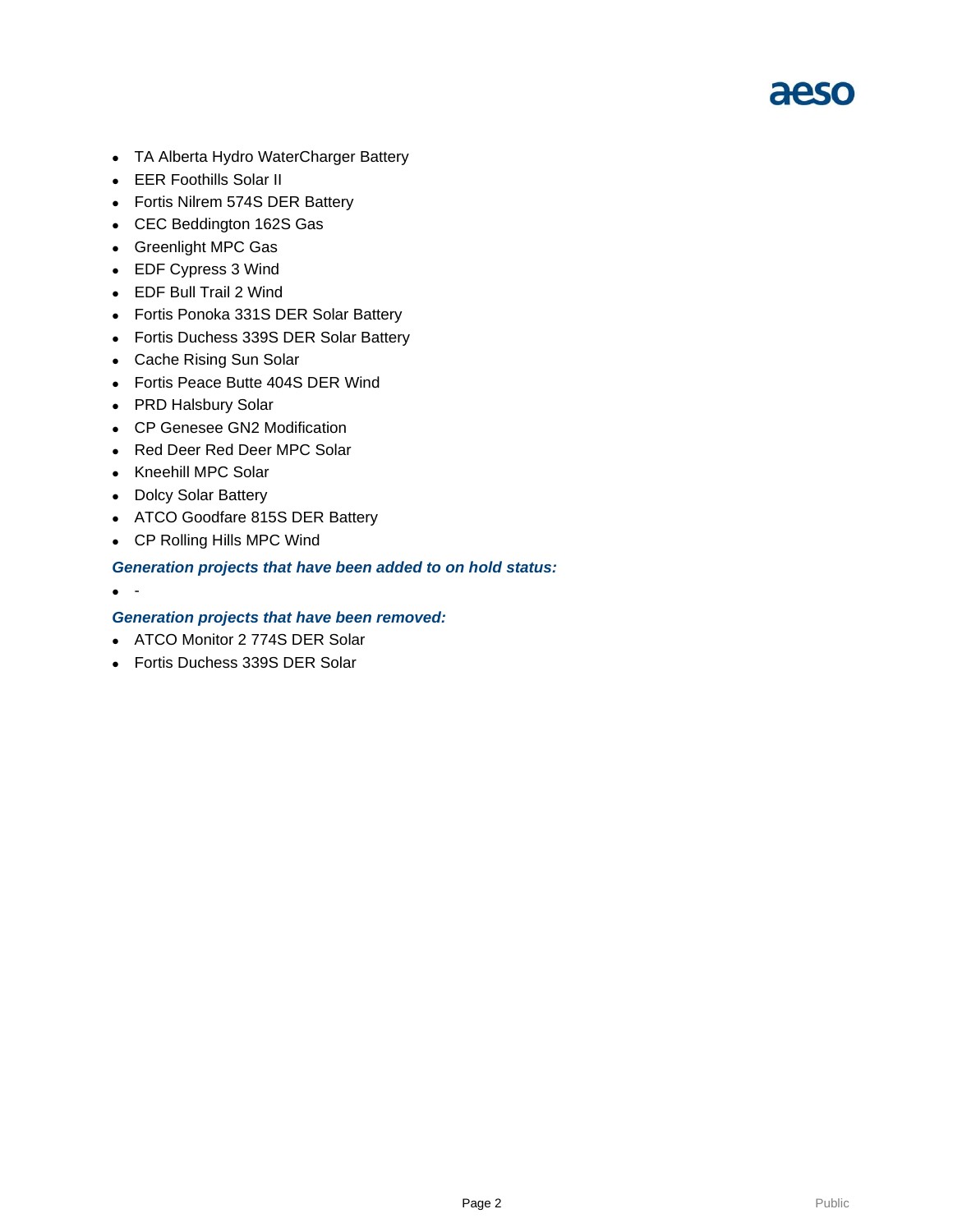- TA Alberta Hydro WaterCharger Battery
- EER Foothills Solar II
- Fortis Nilrem 574S DER Battery
- CEC Beddington 162S Gas
- Greenlight MPC Gas
- EDF Cypress 3 Wind
- EDF Bull Trail 2 Wind
- Fortis Ponoka 331S DER Solar Battery
- Fortis Duchess 339S DER Solar Battery
- Cache Rising Sun Solar
- Fortis Peace Butte 404S DER Wind
- PRD Halsbury Solar
- CP Genesee GN2 Modification
- Red Deer Red Deer MPC Solar
- Kneehill MPC Solar
- Dolcy Solar Battery
- ATCO Goodfare 815S DER Battery
- CP Rolling Hills MPC Wind

***Generation projects that have been added to on hold status:***

- -

***Generation projects that have been removed:***

- ATCO Monitor 2 774S DER Solar
- Fortis Duchess 339S DER Solar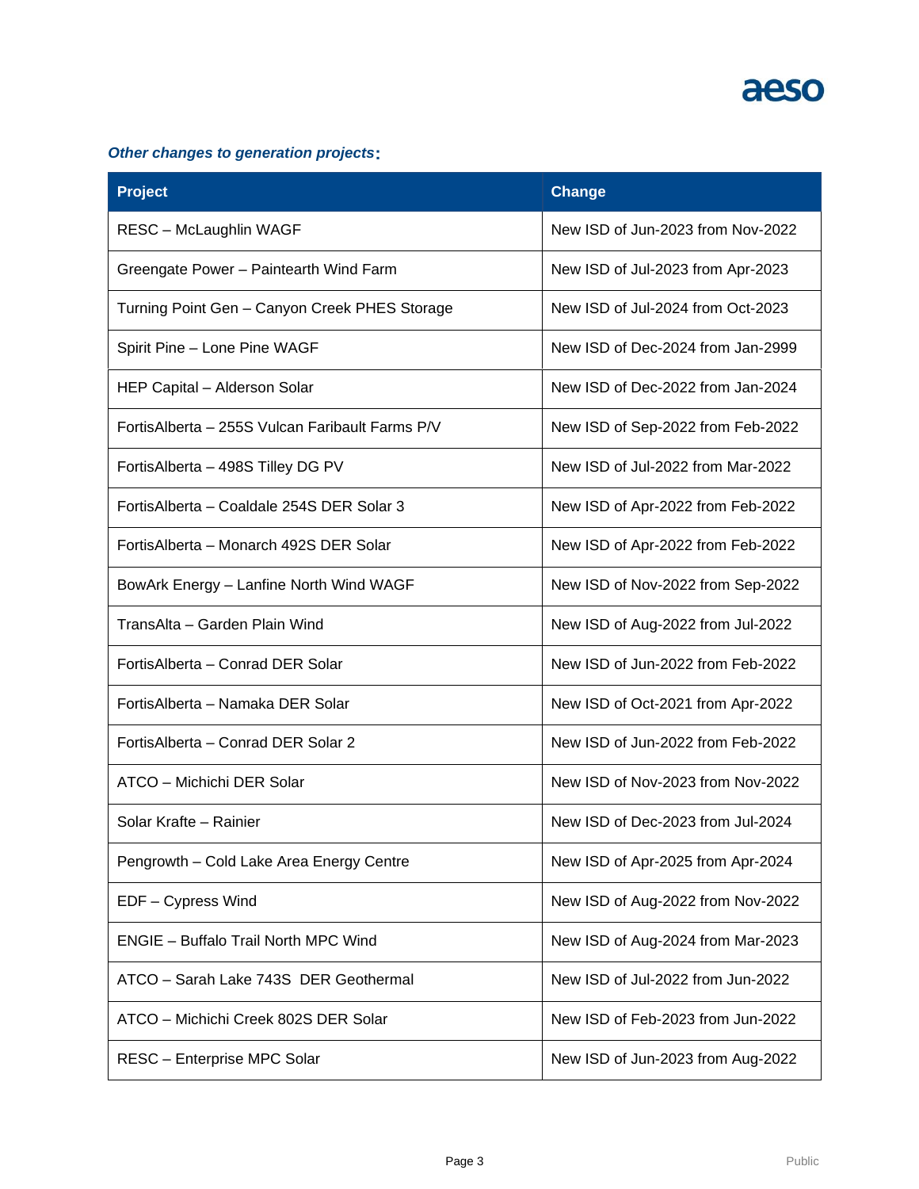### *Other changes to generation projects*:

| Project | Change |
|---|---|
| RESC – McLaughlin WAGF | New ISD of Jun-2023 from Nov-2022 |
| Greengate Power – Paintearth Wind Farm | New ISD of Jul-2023 from Apr-2023 |
| Turning Point Gen – Canyon Creek PHES Storage | New ISD of Jul-2024 from Oct-2023 |
| Spirit Pine – Lone Pine WAGF | New ISD of Dec-2024 from Jan-2999 |
| HEP Capital – Alderson Solar | New ISD of Dec-2022 from Jan-2024 |
| FortisAlberta – 255S Vulcan Faribault Farms P/V | New ISD of Sep-2022 from Feb-2022 |
| FortisAlberta – 498S Tilley DG PV | New ISD of Jul-2022 from Mar-2022 |
| FortisAlberta – Coaldale 254S DER Solar 3 | New ISD of Apr-2022 from Feb-2022 |
| FortisAlberta – Monarch 492S DER Solar | New ISD of Apr-2022 from Feb-2022 |
| BowArk Energy – Lanfine North Wind WAGF | New ISD of Nov-2022 from Sep-2022 |
| TransAlta – Garden Plain Wind | New ISD of Aug-2022 from Jul-2022 |
| FortisAlberta – Conrad DER Solar | New ISD of Jun-2022 from Feb-2022 |
| FortisAlberta – Namaka DER Solar | New ISD of Oct-2021 from Apr-2022 |
| FortisAlberta – Conrad DER Solar 2 | New ISD of Jun-2022 from Feb-2022 |
| ATCO – Michichi DER Solar | New ISD of Nov-2023 from Nov-2022 |
| Solar Krafte – Rainier | New ISD of Dec-2023 from Jul-2024 |
| Pengrowth – Cold Lake Area Energy Centre | New ISD of Apr-2025 from Apr-2024 |
| EDF – Cypress Wind | New ISD of Aug-2022 from Nov-2022 |
| ENGIE – Buffalo Trail North MPC Wind | New ISD of Aug-2024 from Mar-2023 |
| ATCO – Sarah Lake 743S DER Geothermal | New ISD of Jul-2022 from Jun-2022 |
| ATCO – Michichi Creek 802S DER Solar | New ISD of Feb-2023 from Jun-2022 |
| RESC – Enterprise MPC Solar | New ISD of Jun-2023 from Aug-2022 |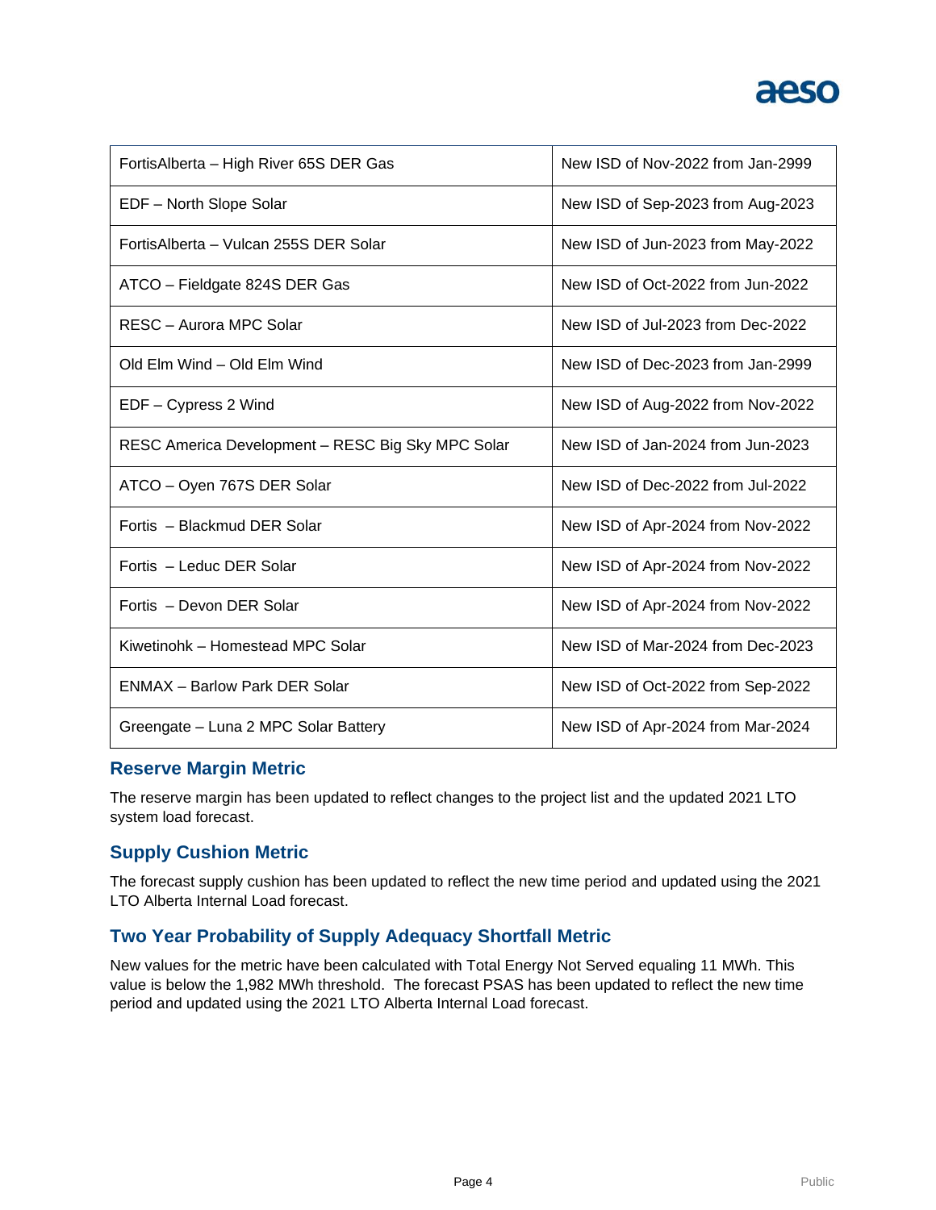| FortisAlberta – High River 65S DER Gas | New ISD of Nov-2022 from Jan-2999 |
|---|---|
| EDF – North Slope Solar | New ISD of Sep-2023 from Aug-2023 |
| FortisAlberta – Vulcan 255S DER Solar | New ISD of Jun-2023 from May-2022 |
| ATCO – Fieldgate 824S DER Gas | New ISD of Oct-2022 from Jun-2022 |
| RESC – Aurora MPC Solar | New ISD of Jul-2023 from Dec-2022 |
| Old Elm Wind – Old Elm Wind | New ISD of Dec-2023 from Jan-2999 |
| EDF – Cypress 2 Wind | New ISD of Aug-2022 from Nov-2022 |
| RESC America Development – RESC Big Sky MPC Solar | New ISD of Jan-2024 from Jun-2023 |
| ATCO – Oyen 767S DER Solar | New ISD of Dec-2022 from Jul-2022 |
| Fortis – Blackmud DER Solar | New ISD of Apr-2024 from Nov-2022 |
| Fortis – Leduc DER Solar | New ISD of Apr-2024 from Nov-2022 |
| Fortis – Devon DER Solar | New ISD of Apr-2024 from Nov-2022 |
| Kiwetinohk – Homestead MPC Solar | New ISD of Mar-2024 from Dec-2023 |
| ENMAX – Barlow Park DER Solar | New ISD of Oct-2022 from Sep-2022 |
| Greengate – Luna 2 MPC Solar Battery | New ISD of Apr-2024 from Mar-2024 |

## Reserve Margin Metric

The reserve margin has been updated to reflect changes to the project list and the updated 2021 LTO system load forecast.

## Supply Cushion Metric

The forecast supply cushion has been updated to reflect the new time period and updated using the 2021 LTO Alberta Internal Load forecast.

## Two Year Probability of Supply Adequacy Shortfall Metric

New values for the metric have been calculated with Total Energy Not Served equaling 11 MWh. This value is below the 1,982 MWh threshold. The forecast PSAS has been updated to reflect the new time period and updated using the 2021 LTO Alberta Internal Load forecast.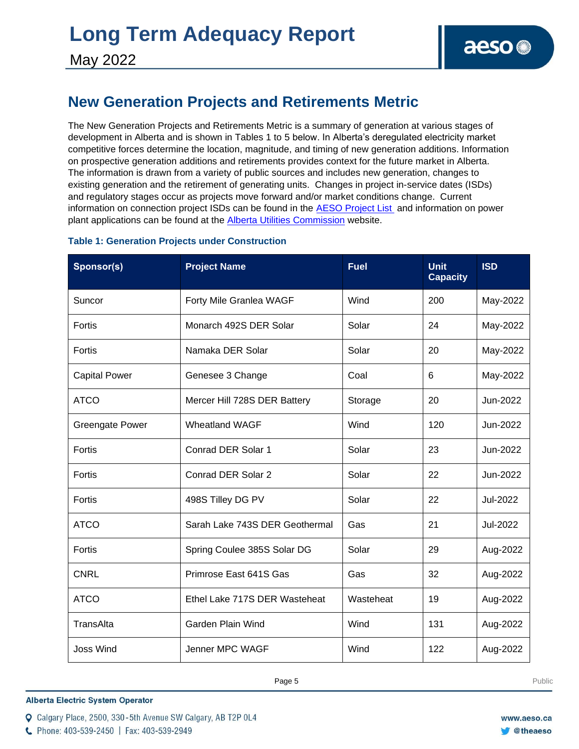## New Generation Projects and Retirements Metric

The New Generation Projects and Retirements Metric is a summary of generation at various stages of development in Alberta and is shown in Tables 1 to 5 below. In Alberta's deregulated electricity market competitive forces determine the location, magnitude, and timing of new generation additions. Information on prospective generation additions and retirements provides context for the future market in Alberta. The information is drawn from a variety of public sources and includes new generation, changes to existing generation and the retirement of generating units. Changes in project in-service dates (ISDs) and regulatory stages occur as projects move forward and/or market conditions change. Current information on connection project ISDs can be found in the [AESO Project List](#) and information on power plant applications can be found at the [Alberta Utilities Commission](#) website.

### Table 1: Generation Projects under Construction

| Sponsor(s) | Project Name | Fuel | Unit Capacity | ISD |
|---|---|---|---|---|
| Suncor | Forty Mile Granlea WAGF | Wind | 200 | May-2022 |
| Fortis | Monarch 492S DER Solar | Solar | 24 | May-2022 |
| Fortis | Namaka DER Solar | Solar | 20 | May-2022 |
| Capital Power | Genesee 3 Change | Coal | 6 | May-2022 |
| ATCO | Mercer Hill 728S DER Battery | Storage | 20 | Jun-2022 |
| Greengate Power | Wheatland WAGF | Wind | 120 | Jun-2022 |
| Fortis | Conrad DER Solar 1 | Solar | 23 | Jun-2022 |
| Fortis | Conrad DER Solar 2 | Solar | 22 | Jun-2022 |
| Fortis | 498S Tilley DG PV | Solar | 22 | Jul-2022 |
| ATCO | Sarah Lake 743S DER Geothermal | Gas | 21 | Jul-2022 |
| Fortis | Spring Coulee 385S Solar DG | Solar | 29 | Aug-2022 |
| CNRL | Primrose East 641S Gas | Gas | 32 | Aug-2022 |
| ATCO | Ethel Lake 717S DER Wasteheat | Wasteheat | 19 | Aug-2022 |
| TransAlta | Garden Plain Wind | Wind | 131 | Aug-2022 |
| Joss Wind | Jenner MPC WAGF | Wind | 122 | Aug-2022 |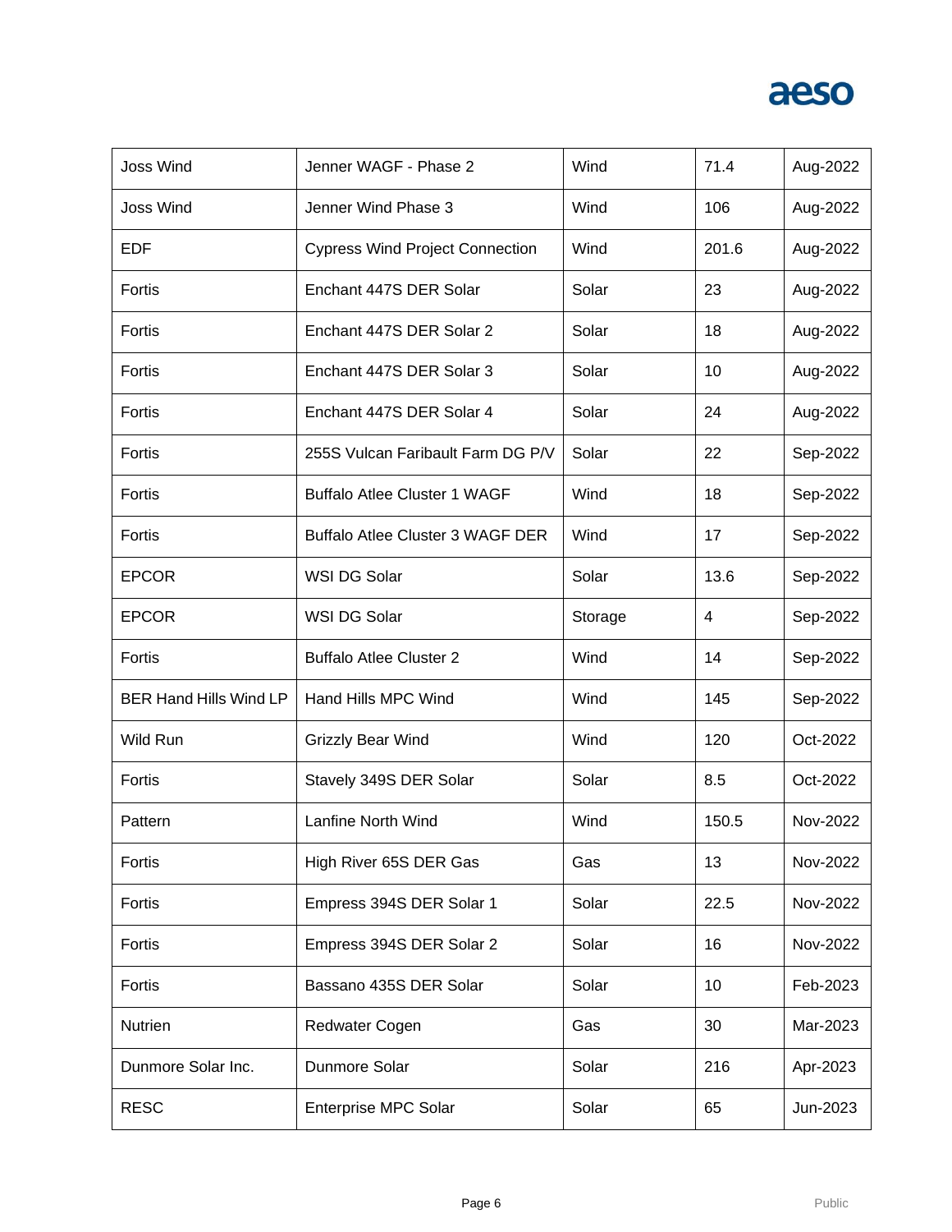| Joss Wind | Jenner WAGF - Phase 2 | Wind | 71.4 | Aug-2022 |
|---|---|---|---|---|
| Joss Wind | Jenner Wind Phase 3 | Wind | 106 | Aug-2022 |
| EDF | Cypress Wind Project Connection | Wind | 201.6 | Aug-2022 |
| Fortis | Enchant 447S DER Solar | Solar | 23 | Aug-2022 |
| Fortis | Enchant 447S DER Solar 2 | Solar | 18 | Aug-2022 |
| Fortis | Enchant 447S DER Solar 3 | Solar | 10 | Aug-2022 |
| Fortis | Enchant 447S DER Solar 4 | Solar | 24 | Aug-2022 |
| Fortis | 255S Vulcan Faribault Farm DG P/V | Solar | 22 | Sep-2022 |
| Fortis | Buffalo Atlee Cluster 1 WAGF | Wind | 18 | Sep-2022 |
| Fortis | Buffalo Atlee Cluster 3 WAGF DER | Wind | 17 | Sep-2022 |
| EPCOR | WSI DG Solar | Solar | 13.6 | Sep-2022 |
| EPCOR | WSI DG Solar | Storage | 4 | Sep-2022 |
| Fortis | Buffalo Atlee Cluster 2 | Wind | 14 | Sep-2022 |
| BER Hand Hills Wind LP | Hand Hills MPC Wind | Wind | 145 | Sep-2022 |
| Wild Run | Grizzly Bear Wind | Wind | 120 | Oct-2022 |
| Fortis | Stavely 349S DER Solar | Solar | 8.5 | Oct-2022 |
| Pattern | Lanfine North Wind | Wind | 150.5 | Nov-2022 |
| Fortis | High River 65S DER Gas | Gas | 13 | Nov-2022 |
| Fortis | Empress 394S DER Solar 1 | Solar | 22.5 | Nov-2022 |
| Fortis | Empress 394S DER Solar 2 | Solar | 16 | Nov-2022 |
| Fortis | Bassano 435S DER Solar | Solar | 10 | Feb-2023 |
| Nutrien | Redwater Cogen | Gas | 30 | Mar-2023 |
| Dunmore Solar Inc. | Dunmore Solar | Solar | 216 | Apr-2023 |
| RESC | Enterprise MPC Solar | Solar | 65 | Jun-2023 |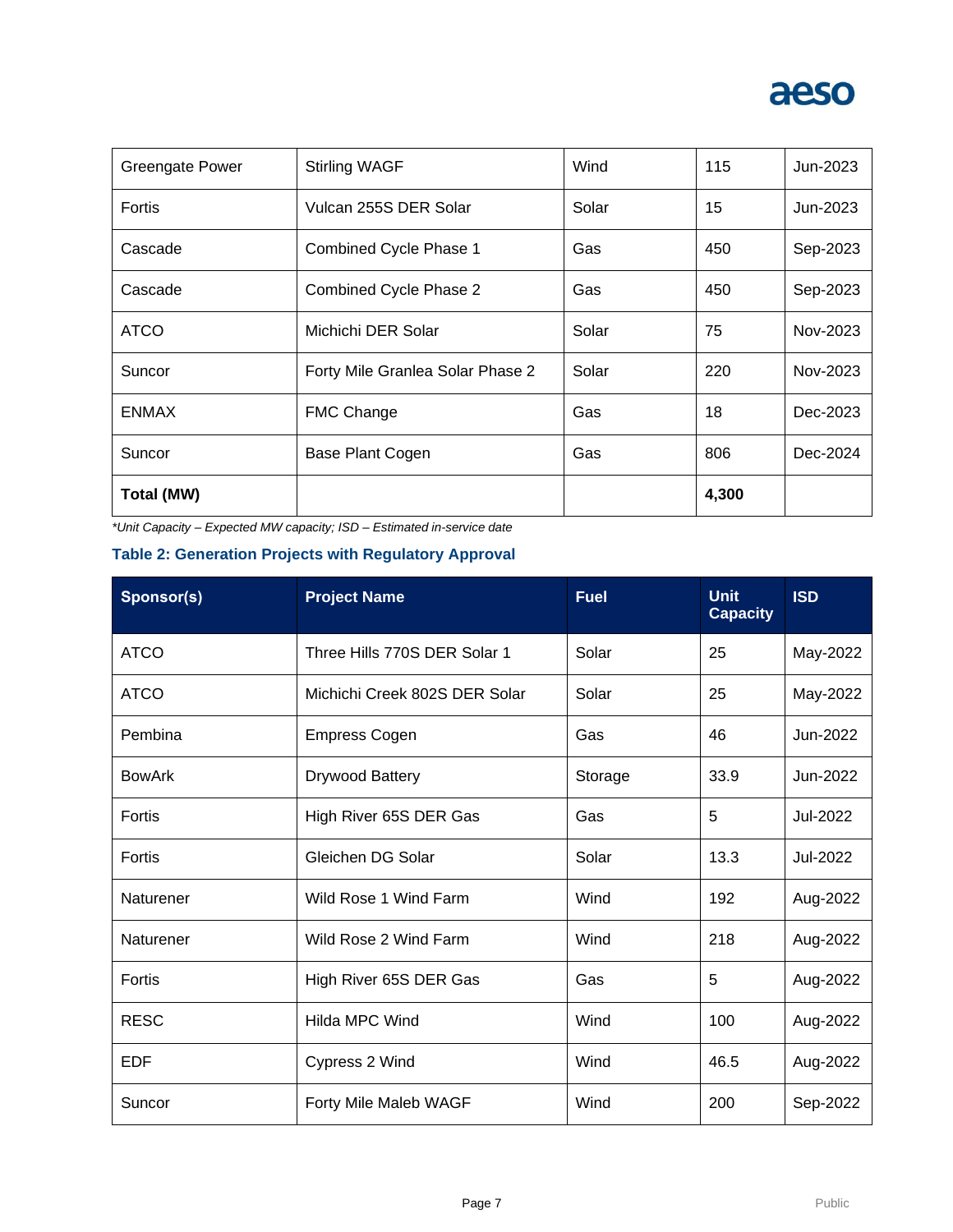| | | | | |
|---|---|---|---|---|
| Greengate Power | Stirling WAGF | Wind | 115 | Jun-2023 |
| Fortis | Vulcan 255S DER Solar | Solar | 15 | Jun-2023 |
| Cascade | Combined Cycle Phase 1 | Gas | 450 | Sep-2023 |
| Cascade | Combined Cycle Phase 2 | Gas | 450 | Sep-2023 |
| ATCO | Michichi DER Solar | Solar | 75 | Nov-2023 |
| Suncor | Forty Mile Granlea Solar Phase 2 | Solar | 220 | Nov-2023 |
| ENMAX | FMC Change | Gas | 18 | Dec-2023 |
| Suncor | Base Plant Cogen | Gas | 806 | Dec-2024 |
| **Total (MW)** | | | **4,300** | |

*\*Unit Capacity – Expected MW capacity; ISD – Estimated in-service date*

### Table 2: Generation Projects with Regulatory Approval

| Sponsor(s) | Project Name | Fuel | Unit Capacity | ISD |
|---|---|---|---|---|
| ATCO | Three Hills 770S DER Solar 1 | Solar | 25 | May-2022 |
| ATCO | Michichi Creek 802S DER Solar | Solar | 25 | May-2022 |
| Pembina | Empress Cogen | Gas | 46 | Jun-2022 |
| BowArk | Drywood Battery | Storage | 33.9 | Jun-2022 |
| Fortis | High River 65S DER Gas | Gas | 5 | Jul-2022 |
| Fortis | Gleichen DG Solar | Solar | 13.3 | Jul-2022 |
| Naturener | Wild Rose 1 Wind Farm | Wind | 192 | Aug-2022 |
| Naturener | Wild Rose 2 Wind Farm | Wind | 218 | Aug-2022 |
| Fortis | High River 65S DER Gas | Gas | 5 | Aug-2022 |
| RESC | Hilda MPC Wind | Wind | 100 | Aug-2022 |
| EDF | Cypress 2 Wind | Wind | 46.5 | Aug-2022 |
| Suncor | Forty Mile Maleb WAGF | Wind | 200 | Sep-2022 |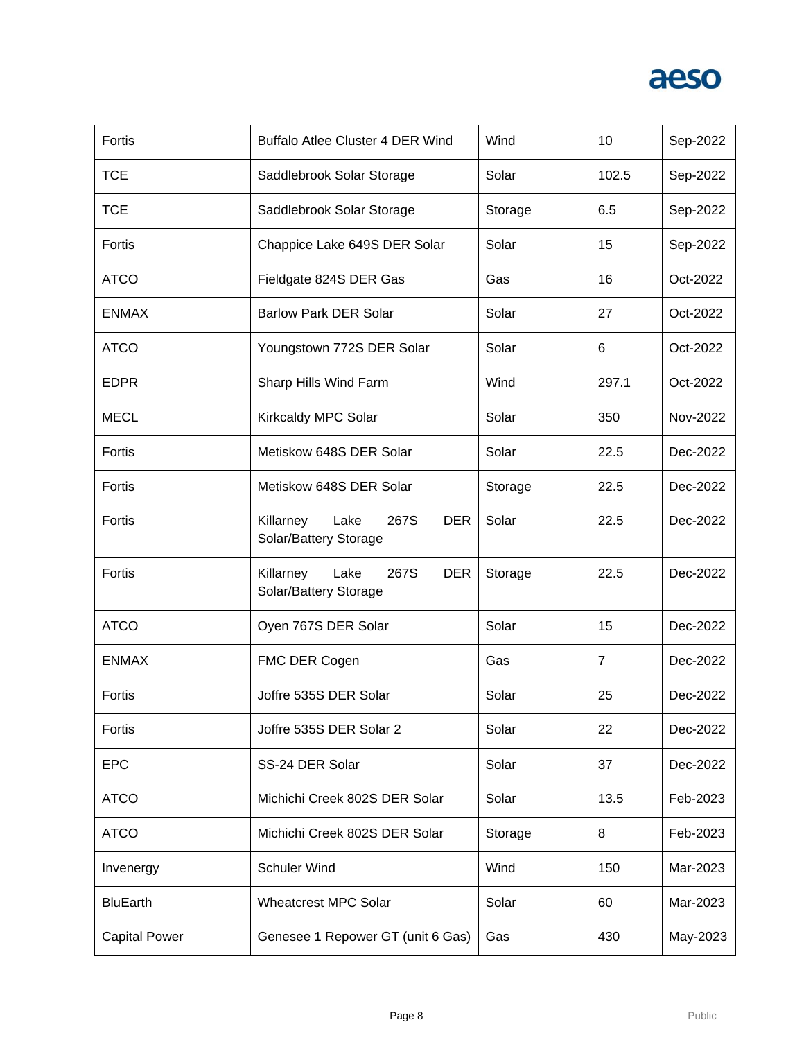| | | | | |
|---|---|---|---|---|
| Fortis | Buffalo Atlee Cluster 4 DER Wind | Wind | 10 | Sep-2022 |
| TCE | Saddlebrook Solar Storage | Solar | 102.5 | Sep-2022 |
| TCE | Saddlebrook Solar Storage | Storage | 6.5 | Sep-2022 |
| Fortis | Chappice Lake 649S DER Solar | Solar | 15 | Sep-2022 |
| ATCO | Fieldgate 824S DER Gas | Gas | 16 | Oct-2022 |
| ENMAX | Barlow Park DER Solar | Solar | 27 | Oct-2022 |
| ATCO | Youngstown 772S DER Solar | Solar | 6 | Oct-2022 |
| EDPR | Sharp Hills Wind Farm | Wind | 297.1 | Oct-2022 |
| MECL | Kirkcaldy MPC Solar | Solar | 350 | Nov-2022 |
| Fortis | Metiskow 648S DER Solar | Solar | 22.5 | Dec-2022 |
| Fortis | Metiskow 648S DER Solar | Storage | 22.5 | Dec-2022 |
| Fortis | Killarney Lake 267S DER Solar/Battery Storage | Solar | 22.5 | Dec-2022 |
| Fortis | Killarney Lake 267S DER Solar/Battery Storage | Storage | 22.5 | Dec-2022 |
| ATCO | Oyen 767S DER Solar | Solar | 15 | Dec-2022 |
| ENMAX | FMC DER Cogen | Gas | 7 | Dec-2022 |
| Fortis | Joffre 535S DER Solar | Solar | 25 | Dec-2022 |
| Fortis | Joffre 535S DER Solar 2 | Solar | 22 | Dec-2022 |
| EPC | SS-24 DER Solar | Solar | 37 | Dec-2022 |
| ATCO | Michichi Creek 802S DER Solar | Solar | 13.5 | Feb-2023 |
| ATCO | Michichi Creek 802S DER Solar | Storage | 8 | Feb-2023 |
| Invenergy | Schuler Wind | Wind | 150 | Mar-2023 |
| BluEarth | Wheatcrest MPC Solar | Solar | 60 | Mar-2023 |
| Capital Power | Genesee 1 Repower GT (unit 6 Gas) | Gas | 430 | May-2023 |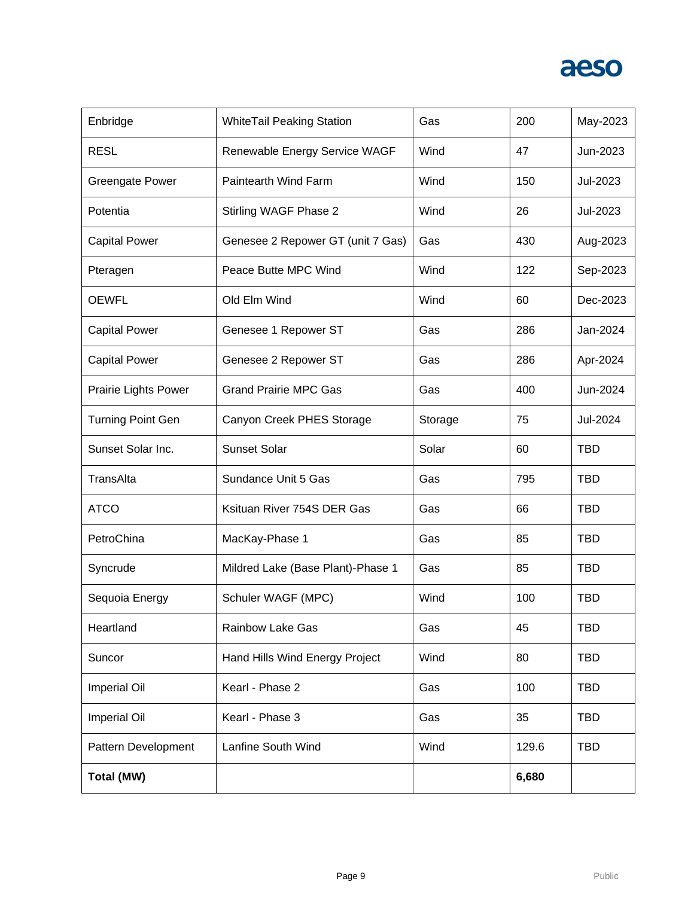| | | | | |
|---|---|---|---|---|
| Enbridge | WhiteTail Peaking Station | Gas | 200 | May-2023 |
| RESL | Renewable Energy Service WAGF | Wind | 47 | Jun-2023 |
| Greengate Power | Paintearth Wind Farm | Wind | 150 | Jul-2023 |
| Potentia | Stirling WAGF Phase 2 | Wind | 26 | Jul-2023 |
| Capital Power | Genesee 2 Repower GT (unit 7 Gas) | Gas | 430 | Aug-2023 |
| Pteragen | Peace Butte MPC Wind | Wind | 122 | Sep-2023 |
| OEWFL | Old Elm Wind | Wind | 60 | Dec-2023 |
| Capital Power | Genesee 1 Repower ST | Gas | 286 | Jan-2024 |
| Capital Power | Genesee 2 Repower ST | Gas | 286 | Apr-2024 |
| Prairie Lights Power | Grand Prairie MPC Gas | Gas | 400 | Jun-2024 |
| Turning Point Gen | Canyon Creek PHES Storage | Storage | 75 | Jul-2024 |
| Sunset Solar Inc. | Sunset Solar | Solar | 60 | TBD |
| TransAlta | Sundance Unit 5 Gas | Gas | 795 | TBD |
| ATCO | Ksituan River 754S DER Gas | Gas | 66 | TBD |
| PetroChina | MacKay-Phase 1 | Gas | 85 | TBD |
| Syncrude | Mildred Lake (Base Plant)-Phase 1 | Gas | 85 | TBD |
| Sequoia Energy | Schuler WAGF (MPC) | Wind | 100 | TBD |
| Heartland | Rainbow Lake Gas | Gas | 45 | TBD |
| Suncor | Hand Hills Wind Energy Project | Wind | 80 | TBD |
| Imperial Oil | Kearl - Phase 2 | Gas | 100 | TBD |
| Imperial Oil | Kearl - Phase 3 | Gas | 35 | TBD |
| Pattern Development | Lanfine South Wind | Wind | 129.6 | TBD |
| **Total (MW)** | | | **6,680** | |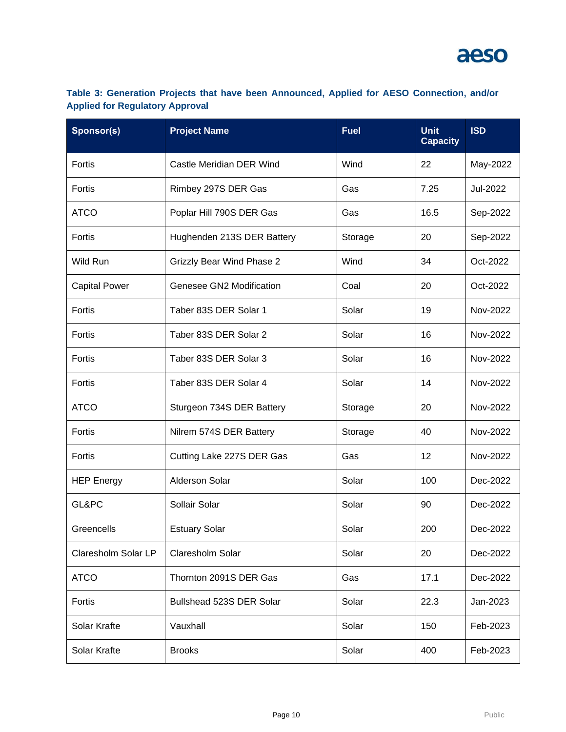**Table 3: Generation Projects that have been Announced, Applied for AESO Connection, and/or Applied for Regulatory Approval**

| Sponsor(s) | Project Name | Fuel | Unit Capacity | ISD |
|---|---|---|---|---|
| Fortis | Castle Meridian DER Wind | Wind | 22 | May-2022 |
| Fortis | Rimbey 297S DER Gas | Gas | 7.25 | Jul-2022 |
| ATCO | Poplar Hill 790S DER Gas | Gas | 16.5 | Sep-2022 |
| Fortis | Hughenden 213S DER Battery | Storage | 20 | Sep-2022 |
| Wild Run | Grizzly Bear Wind Phase 2 | Wind | 34 | Oct-2022 |
| Capital Power | Genesee GN2 Modification | Coal | 20 | Oct-2022 |
| Fortis | Taber 83S DER Solar 1 | Solar | 19 | Nov-2022 |
| Fortis | Taber 83S DER Solar 2 | Solar | 16 | Nov-2022 |
| Fortis | Taber 83S DER Solar 3 | Solar | 16 | Nov-2022 |
| Fortis | Taber 83S DER Solar 4 | Solar | 14 | Nov-2022 |
| ATCO | Sturgeon 734S DER Battery | Storage | 20 | Nov-2022 |
| Fortis | Nilrem 574S DER Battery | Storage | 40 | Nov-2022 |
| Fortis | Cutting Lake 227S DER Gas | Gas | 12 | Nov-2022 |
| HEP Energy | Alderson Solar | Solar | 100 | Dec-2022 |
| GL&PC | Sollair Solar | Solar | 90 | Dec-2022 |
| Greencells | Estuary Solar | Solar | 200 | Dec-2022 |
| Claresholm Solar LP | Claresholm Solar | Solar | 20 | Dec-2022 |
| ATCO | Thornton 2091S DER Gas | Gas | 17.1 | Dec-2022 |
| Fortis | Bullshead 523S DER Solar | Solar | 22.3 | Jan-2023 |
| Solar Krafte | Vauxhall | Solar | 150 | Feb-2023 |
| Solar Krafte | Brooks | Solar | 400 | Feb-2023 |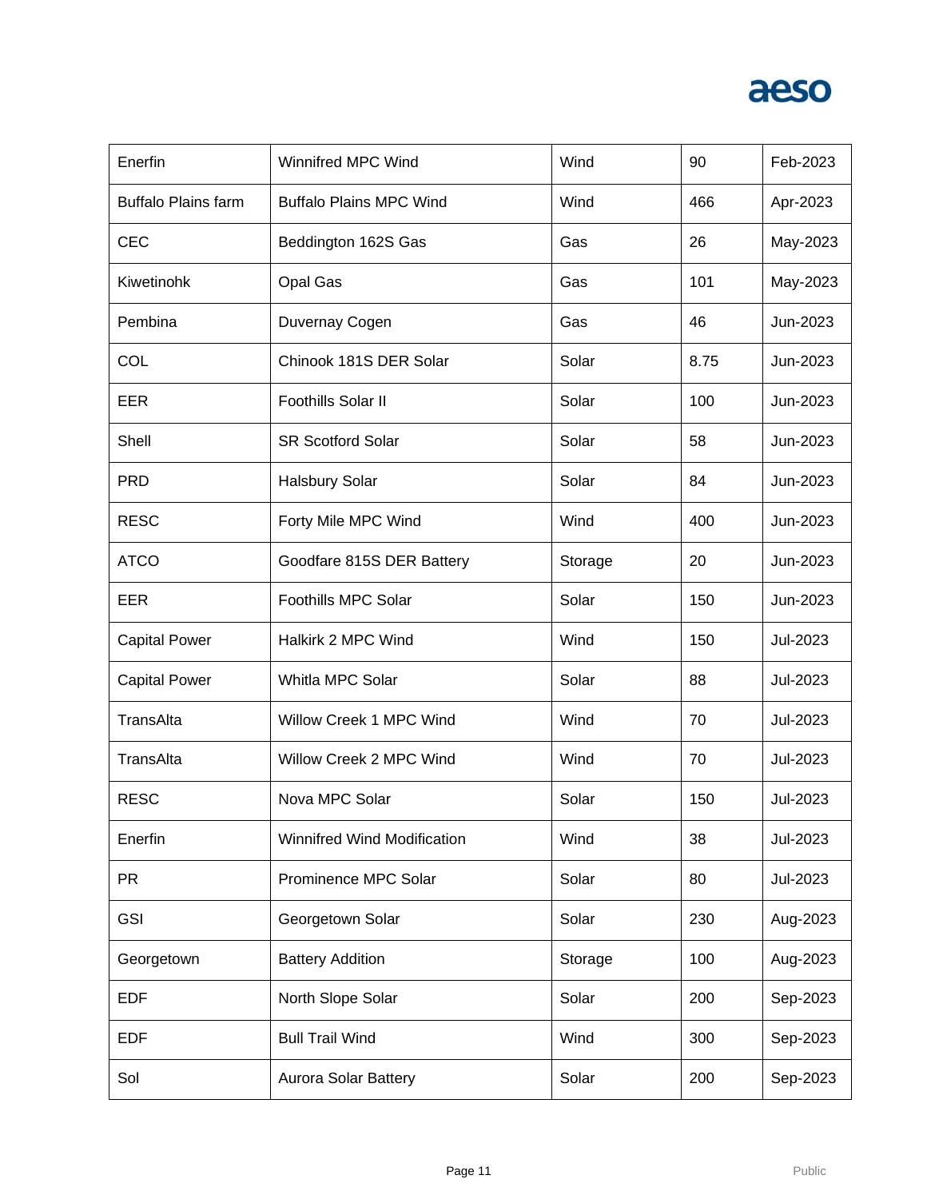| Enerfin | Winnifred MPC Wind | Wind | 90 | Feb-2023 |
|---|---|---|---|---|
| Buffalo Plains farm | Buffalo Plains MPC Wind | Wind | 466 | Apr-2023 |
| CEC | Beddington 162S Gas | Gas | 26 | May-2023 |
| Kiwetinohk | Opal Gas | Gas | 101 | May-2023 |
| Pembina | Duvernay Cogen | Gas | 46 | Jun-2023 |
| COL | Chinook 181S DER Solar | Solar | 8.75 | Jun-2023 |
| EER | Foothills Solar II | Solar | 100 | Jun-2023 |
| Shell | SR Scotford Solar | Solar | 58 | Jun-2023 |
| PRD | Halsbury Solar | Solar | 84 | Jun-2023 |
| RESC | Forty Mile MPC Wind | Wind | 400 | Jun-2023 |
| ATCO | Goodfare 815S DER Battery | Storage | 20 | Jun-2023 |
| EER | Foothills MPC Solar | Solar | 150 | Jun-2023 |
| Capital Power | Halkirk 2 MPC Wind | Wind | 150 | Jul-2023 |
| Capital Power | Whitla MPC Solar | Solar | 88 | Jul-2023 |
| TransAlta | Willow Creek 1 MPC Wind | Wind | 70 | Jul-2023 |
| TransAlta | Willow Creek 2 MPC Wind | Wind | 70 | Jul-2023 |
| RESC | Nova MPC Solar | Solar | 150 | Jul-2023 |
| Enerfin | Winnifred Wind Modification | Wind | 38 | Jul-2023 |
| PR | Prominence MPC Solar | Solar | 80 | Jul-2023 |
| GSI | Georgetown Solar | Solar | 230 | Aug-2023 |
| Georgetown | Battery Addition | Storage | 100 | Aug-2023 |
| EDF | North Slope Solar | Solar | 200 | Sep-2023 |
| EDF | Bull Trail Wind | Wind | 300 | Sep-2023 |
| Sol | Aurora Solar Battery | Solar | 200 | Sep-2023 |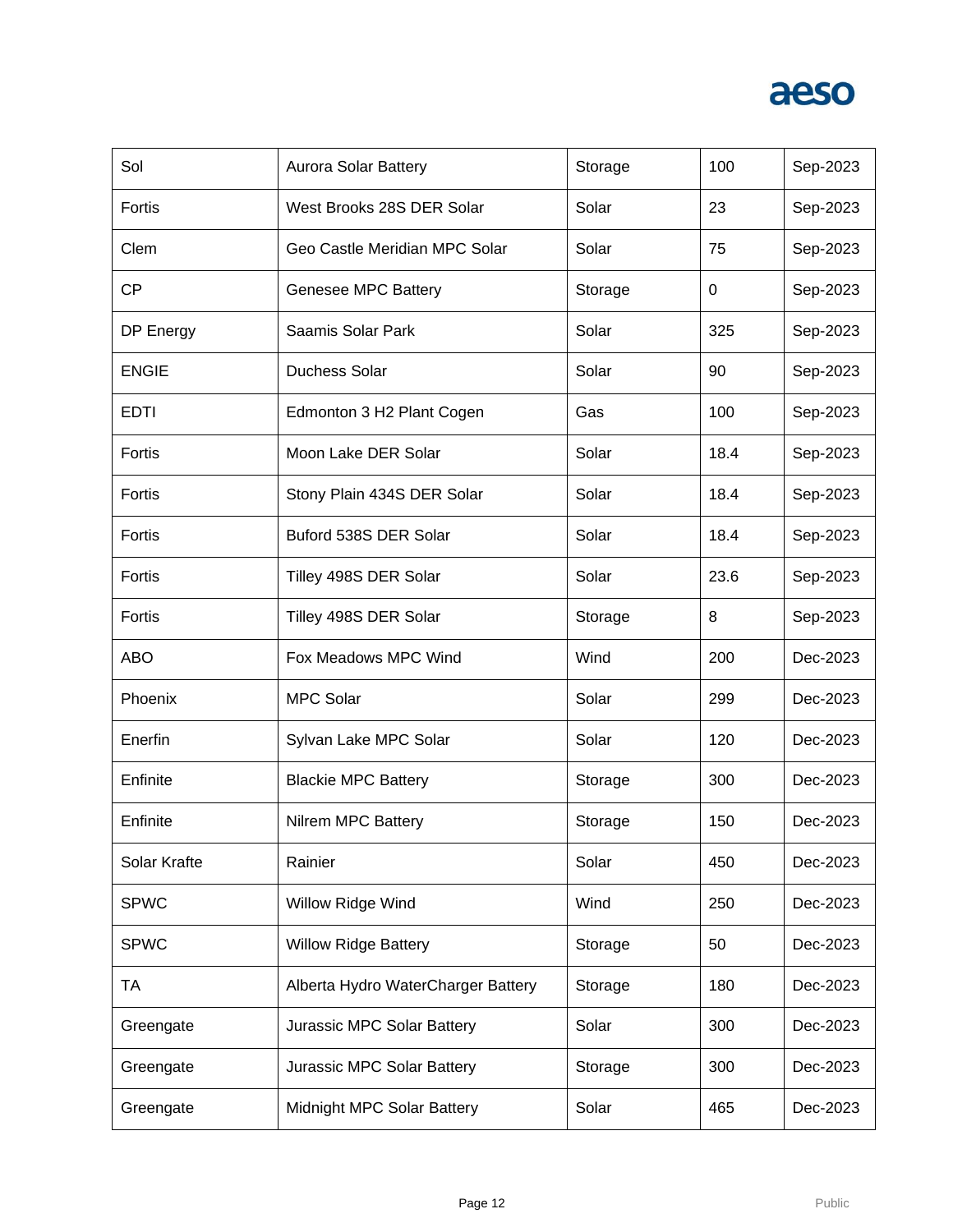| | | | | |
|---|---|---|---|---|
| Sol | Aurora Solar Battery | Storage | 100 | Sep-2023 |
| Fortis | West Brooks 28S DER Solar | Solar | 23 | Sep-2023 |
| Clem | Geo Castle Meridian MPC Solar | Solar | 75 | Sep-2023 |
| CP | Genesee MPC Battery | Storage | 0 | Sep-2023 |
| DP Energy | Saamis Solar Park | Solar | 325 | Sep-2023 |
| ENGIE | Duchess Solar | Solar | 90 | Sep-2023 |
| EDTI | Edmonton 3 H2 Plant Cogen | Gas | 100 | Sep-2023 |
| Fortis | Moon Lake DER Solar | Solar | 18.4 | Sep-2023 |
| Fortis | Stony Plain 434S DER Solar | Solar | 18.4 | Sep-2023 |
| Fortis | Buford 538S DER Solar | Solar | 18.4 | Sep-2023 |
| Fortis | Tilley 498S DER Solar | Solar | 23.6 | Sep-2023 |
| Fortis | Tilley 498S DER Solar | Storage | 8 | Sep-2023 |
| ABO | Fox Meadows MPC Wind | Wind | 200 | Dec-2023 |
| Phoenix | MPC Solar | Solar | 299 | Dec-2023 |
| Enerfin | Sylvan Lake MPC Solar | Solar | 120 | Dec-2023 |
| Enfinite | Blackie MPC Battery | Storage | 300 | Dec-2023 |
| Enfinite | Nilrem MPC Battery | Storage | 150 | Dec-2023 |
| Solar Krafte | Rainier | Solar | 450 | Dec-2023 |
| SPWC | Willow Ridge Wind | Wind | 250 | Dec-2023 |
| SPWC | Willow Ridge Battery | Storage | 50 | Dec-2023 |
| TA | Alberta Hydro WaterCharger Battery | Storage | 180 | Dec-2023 |
| Greengate | Jurassic MPC Solar Battery | Solar | 300 | Dec-2023 |
| Greengate | Jurassic MPC Solar Battery | Storage | 300 | Dec-2023 |
| Greengate | Midnight MPC Solar Battery | Solar | 465 | Dec-2023 |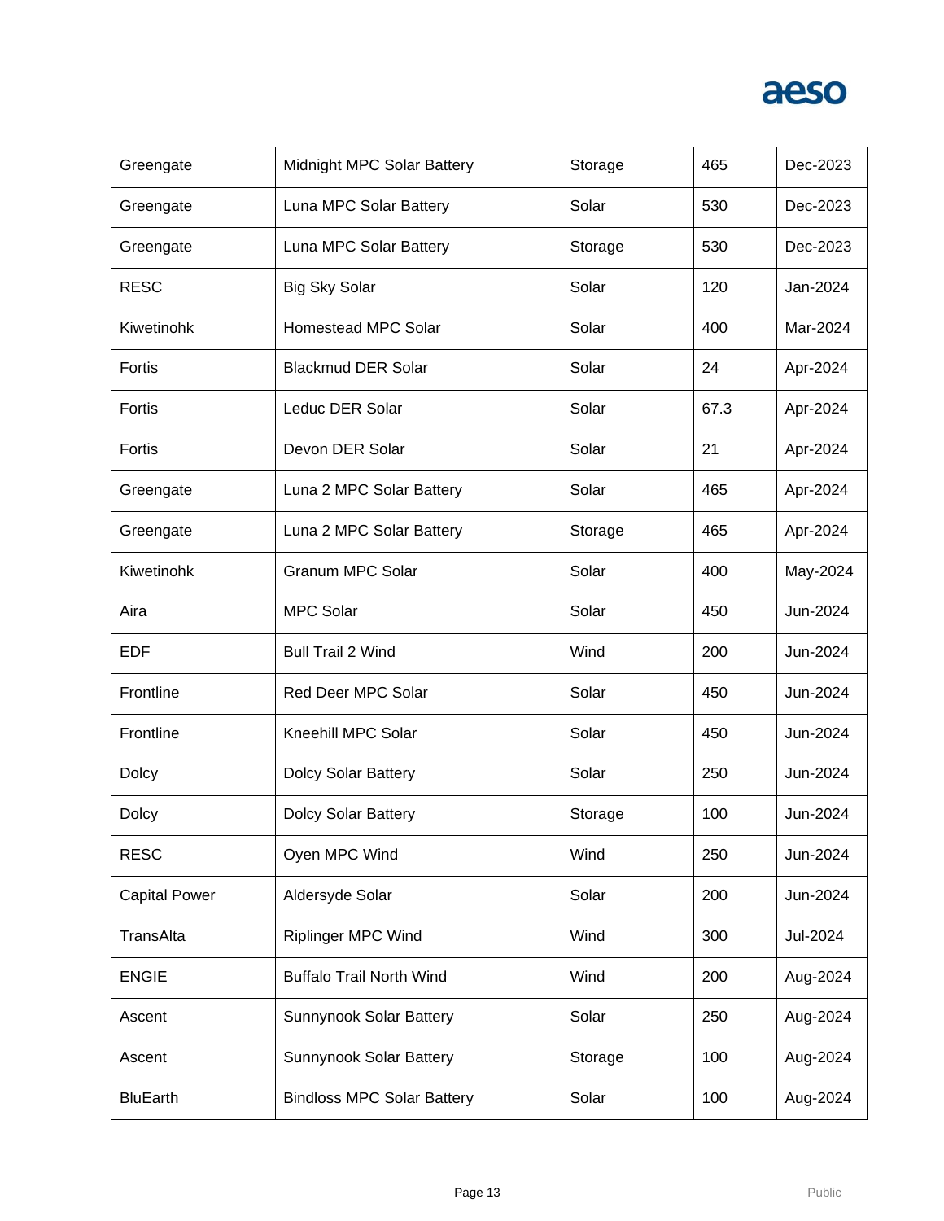| | | | | |
|---|---|---|---|---|
| Greengate | Midnight MPC Solar Battery | Storage | 465 | Dec-2023 |
| Greengate | Luna MPC Solar Battery | Solar | 530 | Dec-2023 |
| Greengate | Luna MPC Solar Battery | Storage | 530 | Dec-2023 |
| RESC | Big Sky Solar | Solar | 120 | Jan-2024 |
| Kiwetinohk | Homestead MPC Solar | Solar | 400 | Mar-2024 |
| Fortis | Blackmud DER Solar | Solar | 24 | Apr-2024 |
| Fortis | Leduc DER Solar | Solar | 67.3 | Apr-2024 |
| Fortis | Devon DER Solar | Solar | 21 | Apr-2024 |
| Greengate | Luna 2 MPC Solar Battery | Solar | 465 | Apr-2024 |
| Greengate | Luna 2 MPC Solar Battery | Storage | 465 | Apr-2024 |
| Kiwetinohk | Granum MPC Solar | Solar | 400 | May-2024 |
| Aira | MPC Solar | Solar | 450 | Jun-2024 |
| EDF | Bull Trail 2 Wind | Wind | 200 | Jun-2024 |
| Frontline | Red Deer MPC Solar | Solar | 450 | Jun-2024 |
| Frontline | Kneehill MPC Solar | Solar | 450 | Jun-2024 |
| Dolcy | Dolcy Solar Battery | Solar | 250 | Jun-2024 |
| Dolcy | Dolcy Solar Battery | Storage | 100 | Jun-2024 |
| RESC | Oyen MPC Wind | Wind | 250 | Jun-2024 |
| Capital Power | Aldersyde Solar | Solar | 200 | Jun-2024 |
| TransAlta | Riplinger MPC Wind | Wind | 300 | Jul-2024 |
| ENGIE | Buffalo Trail North Wind | Wind | 200 | Aug-2024 |
| Ascent | Sunnynook Solar Battery | Solar | 250 | Aug-2024 |
| Ascent | Sunnynook Solar Battery | Storage | 100 | Aug-2024 |
| BluEarth | Bindloss MPC Solar Battery | Solar | 100 | Aug-2024 |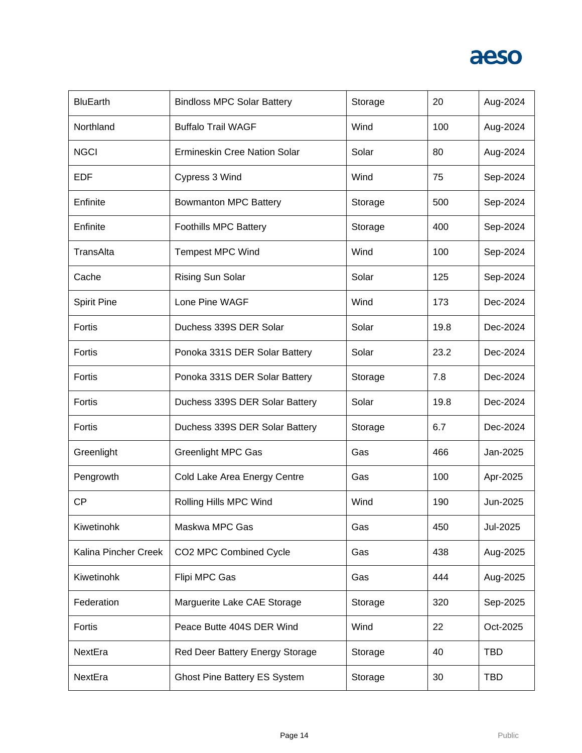| | | | | |
|---|---|---|---|---|
| BluEarth | Bindloss MPC Solar Battery | Storage | 20 | Aug-2024 |
| Northland | Buffalo Trail WAGF | Wind | 100 | Aug-2024 |
| NGCI | Ermineskin Cree Nation Solar | Solar | 80 | Aug-2024 |
| EDF | Cypress 3 Wind | Wind | 75 | Sep-2024 |
| Enfinite | Bowmanton MPC Battery | Storage | 500 | Sep-2024 |
| Enfinite | Foothills MPC Battery | Storage | 400 | Sep-2024 |
| TransAlta | Tempest MPC Wind | Wind | 100 | Sep-2024 |
| Cache | Rising Sun Solar | Solar | 125 | Sep-2024 |
| Spirit Pine | Lone Pine WAGF | Wind | 173 | Dec-2024 |
| Fortis | Duchess 339S DER Solar | Solar | 19.8 | Dec-2024 |
| Fortis | Ponoka 331S DER Solar Battery | Solar | 23.2 | Dec-2024 |
| Fortis | Ponoka 331S DER Solar Battery | Storage | 7.8 | Dec-2024 |
| Fortis | Duchess 339S DER Solar Battery | Solar | 19.8 | Dec-2024 |
| Fortis | Duchess 339S DER Solar Battery | Storage | 6.7 | Dec-2024 |
| Greenlight | Greenlight MPC Gas | Gas | 466 | Jan-2025 |
| Pengrowth | Cold Lake Area Energy Centre | Gas | 100 | Apr-2025 |
| CP | Rolling Hills MPC Wind | Wind | 190 | Jun-2025 |
| Kiwetinohk | Maskwa MPC Gas | Gas | 450 | Jul-2025 |
| Kalina Pincher Creek | CO2 MPC Combined Cycle | Gas | 438 | Aug-2025 |
| Kiwetinohk | Flipi MPC Gas | Gas | 444 | Aug-2025 |
| Federation | Marguerite Lake CAE Storage | Storage | 320 | Sep-2025 |
| Fortis | Peace Butte 404S DER Wind | Wind | 22 | Oct-2025 |
| NextEra | Red Deer Battery Energy Storage | Storage | 40 | TBD |
| NextEra | Ghost Pine Battery ES System | Storage | 30 | TBD |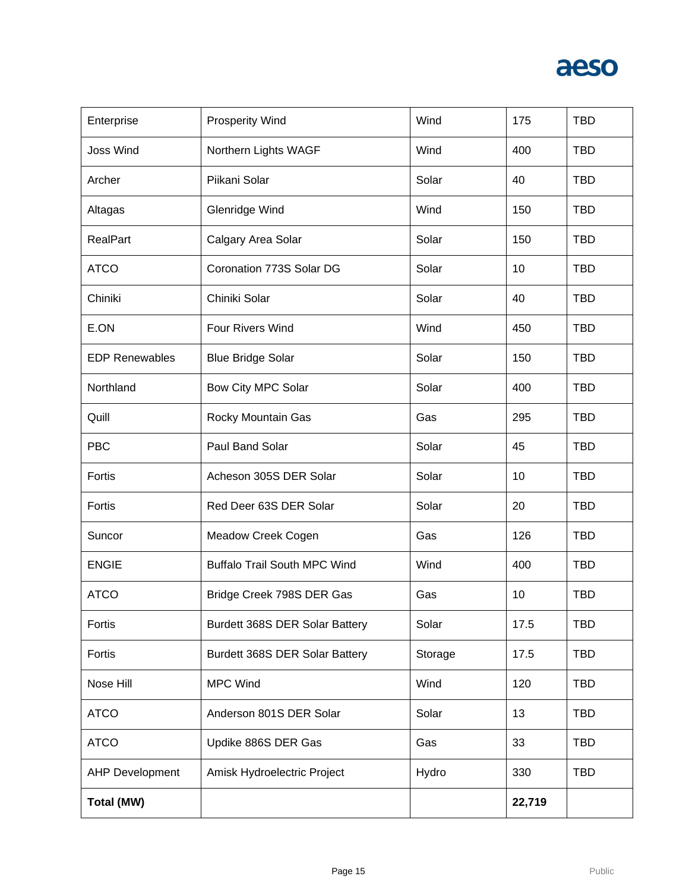| Enterprise | Prosperity Wind | Wind | 175 | TBD |
|---|---|---|---|---|
| Joss Wind | Northern Lights WAGF | Wind | 400 | TBD |
| Archer | Piikani Solar | Solar | 40 | TBD |
| Altagas | Glenridge Wind | Wind | 150 | TBD |
| RealPart | Calgary Area Solar | Solar | 150 | TBD |
| ATCO | Coronation 773S Solar DG | Solar | 10 | TBD |
| Chiniki | Chiniki Solar | Solar | 40 | TBD |
| E.ON | Four Rivers Wind | Wind | 450 | TBD |
| EDP Renewables | Blue Bridge Solar | Solar | 150 | TBD |
| Northland | Bow City MPC Solar | Solar | 400 | TBD |
| Quill | Rocky Mountain Gas | Gas | 295 | TBD |
| PBC | Paul Band Solar | Solar | 45 | TBD |
| Fortis | Acheson 305S DER Solar | Solar | 10 | TBD |
| Fortis | Red Deer 63S DER Solar | Solar | 20 | TBD |
| Suncor | Meadow Creek Cogen | Gas | 126 | TBD |
| ENGIE | Buffalo Trail South MPC Wind | Wind | 400 | TBD |
| ATCO | Bridge Creek 798S DER Gas | Gas | 10 | TBD |
| Fortis | Burdett 368S DER Solar Battery | Solar | 17.5 | TBD |
| Fortis | Burdett 368S DER Solar Battery | Storage | 17.5 | TBD |
| Nose Hill | MPC Wind | Wind | 120 | TBD |
| ATCO | Anderson 801S DER Solar | Solar | 13 | TBD |
| ATCO | Updike 886S DER Gas | Gas | 33 | TBD |
| AHP Development | Amisk Hydroelectric Project | Hydro | 330 | TBD |
| **Total (MW)** | | | **22,719** | |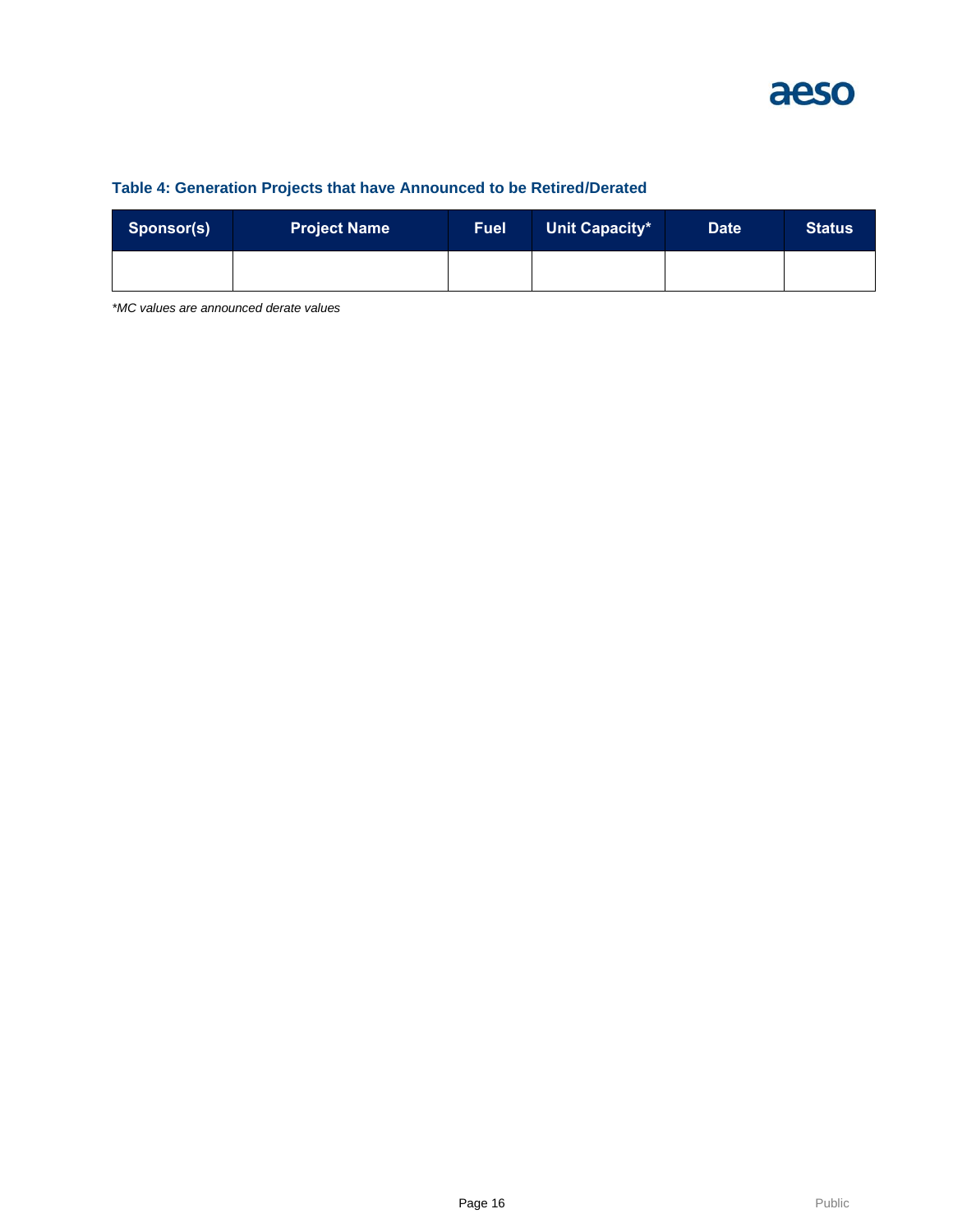**Table 4: Generation Projects that have Announced to be Retired/Derated**

| Sponsor(s) | Project Name | Fuel | Unit Capacity* | Date | Status |
|---|---|---|---|---|---|
| | | | | | |

*\*MC values are announced derate values*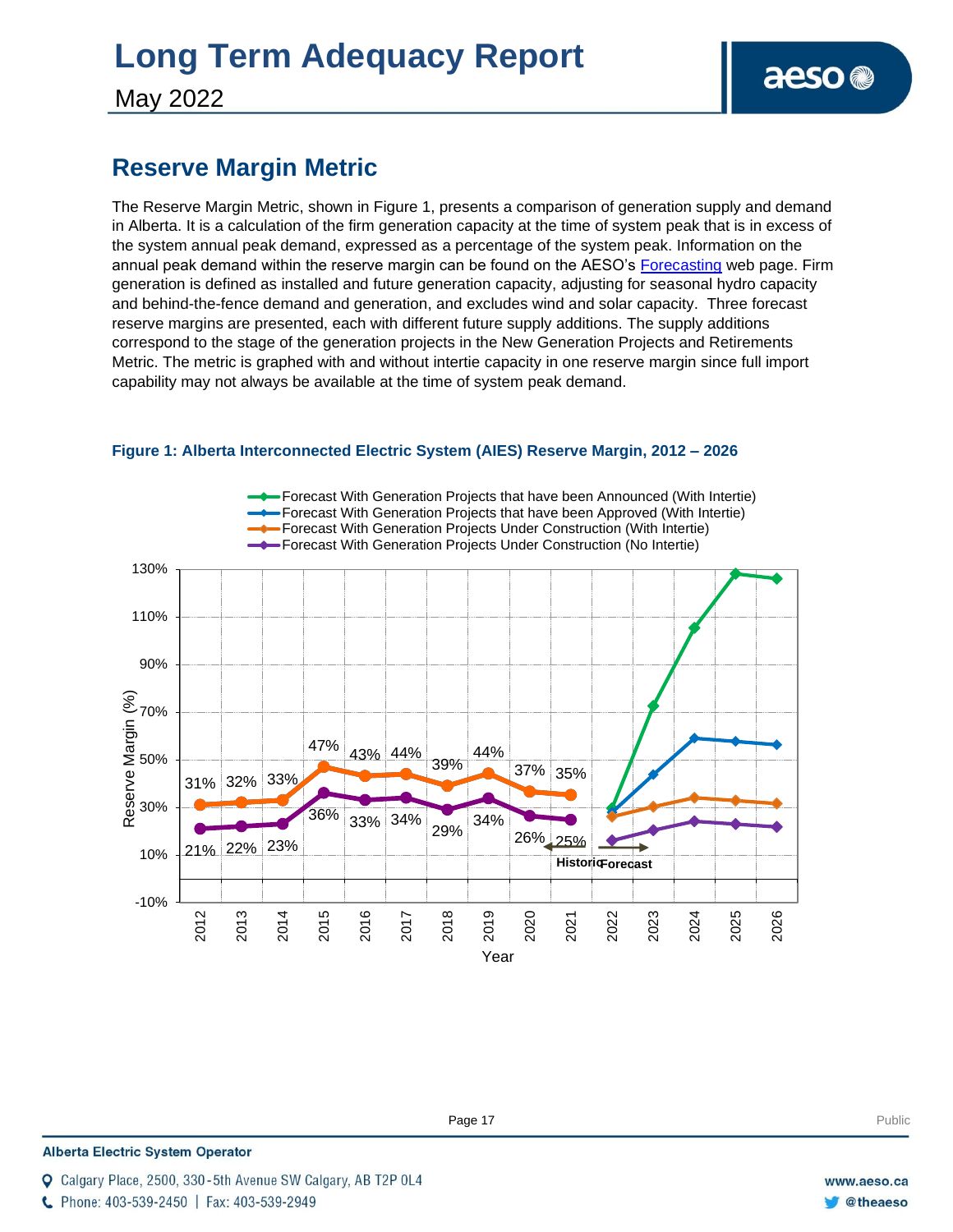## Reserve Margin Metric

The Reserve Margin Metric, shown in Figure 1, presents a comparison of generation supply and demand in Alberta. It is a calculation of the firm generation capacity at the time of system peak that is in excess of the system annual peak demand, expressed as a percentage of the system peak. Information on the annual peak demand within the reserve margin can be found on the AESO's Forecasting web page. Firm generation is defined as installed and future generation capacity, adjusting for seasonal hydro capacity and behind-the-fence demand and generation, and excludes wind and solar capacity. Three forecast reserve margins are presented, each with different future supply additions. The supply additions correspond to the stage of the generation projects in the New Generation Projects and Retirements Metric. The metric is graphed with and without intertie capacity in one reserve margin since full import capability may not always be available at the time of system peak demand.

**Figure 1: Alberta Interconnected Electric System (AIES) Reserve Margin, 2012 – 2026**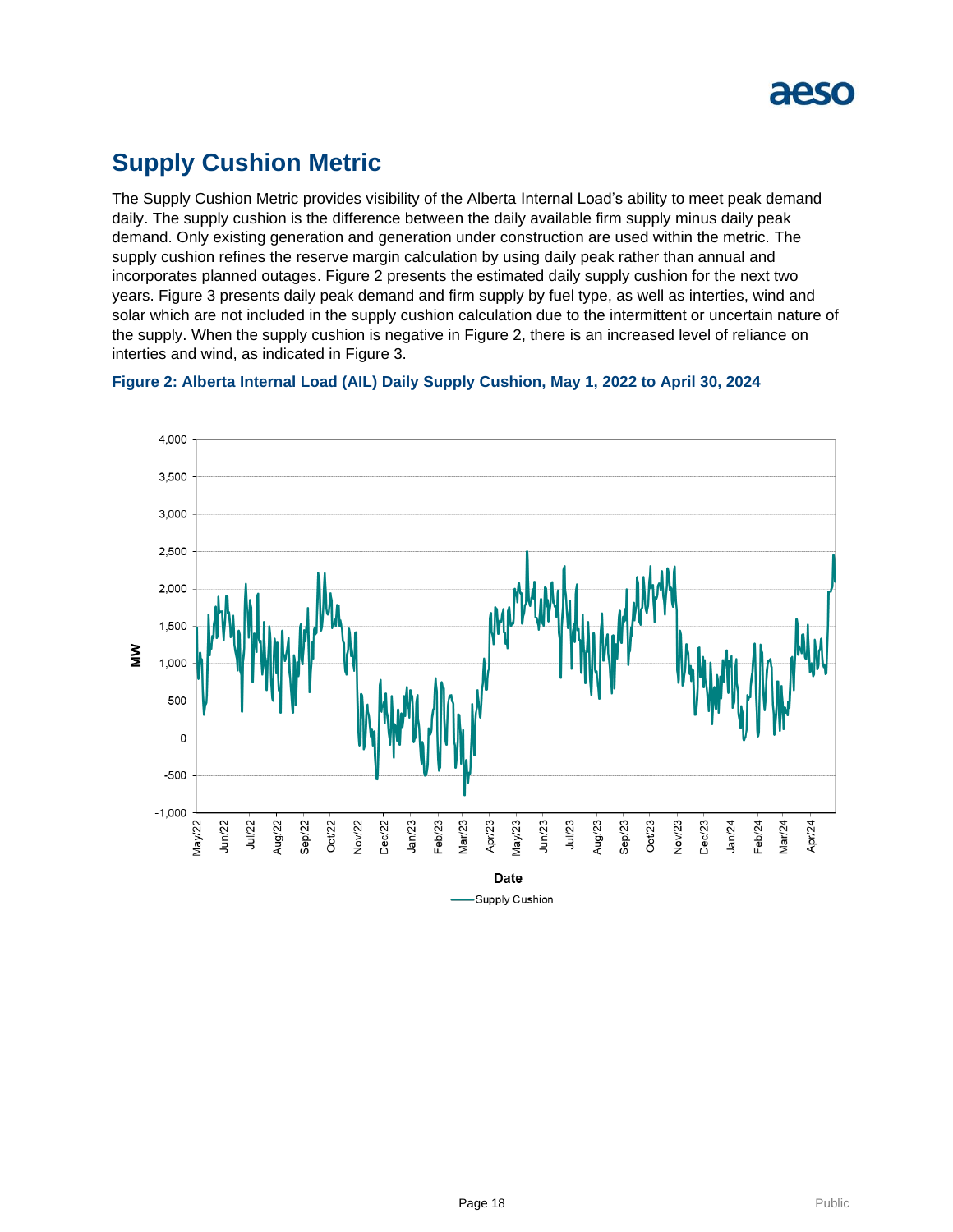## Supply Cushion Metric

The Supply Cushion Metric provides visibility of the Alberta Internal Load's ability to meet peak demand daily. The supply cushion is the difference between the daily available firm supply minus daily peak demand. Only existing generation and generation under construction are used within the metric. The supply cushion refines the reserve margin calculation by using daily peak rather than annual and incorporates planned outages. Figure 2 presents the estimated daily supply cushion for the next two years. Figure 3 presents daily peak demand and firm supply by fuel type, as well as interties, wind and solar which are not included in the supply cushion calculation due to the intermittent or uncertain nature of the supply. When the supply cushion is negative in Figure 2, there is an increased level of reliance on interties and wind, as indicated in Figure 3.

**Figure 2: Alberta Internal Load (AIL) Daily Supply Cushion, May 1, 2022 to April 30, 2024**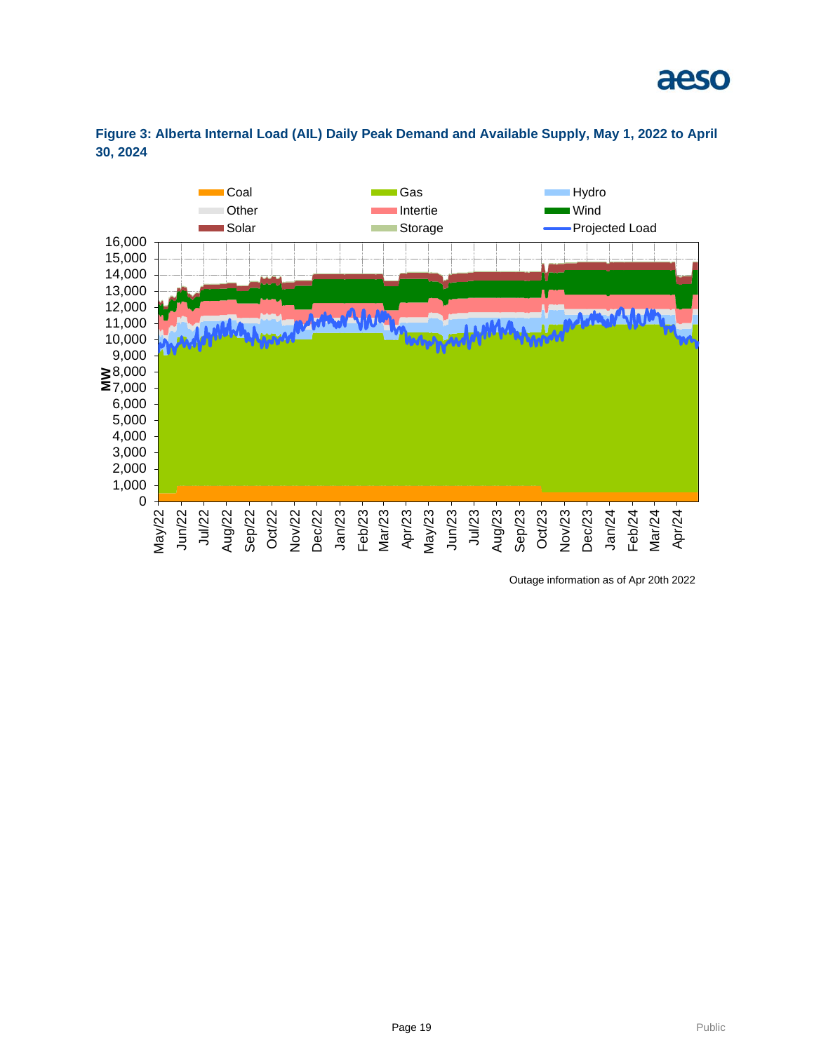**Figure 3: Alberta Internal Load (AIL) Daily Peak Demand and Available Supply, May 1, 2022 to April 30, 2024**

Outage information as of Apr 20th 2022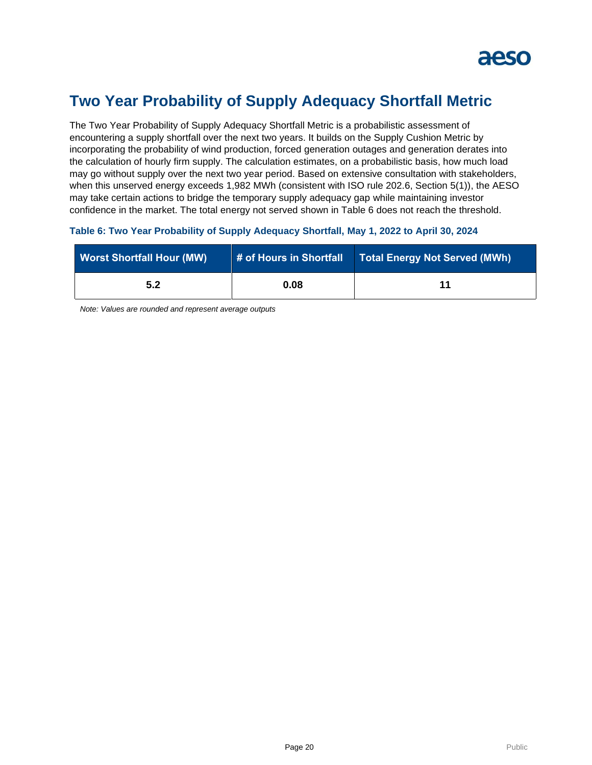# Two Year Probability of Supply Adequacy Shortfall Metric

The Two Year Probability of Supply Adequacy Shortfall Metric is a probabilistic assessment of encountering a supply shortfall over the next two years. It builds on the Supply Cushion Metric by incorporating the probability of wind production, forced generation outages and generation derates into the calculation of hourly firm supply. The calculation estimates, on a probabilistic basis, how much load may go without supply over the next two year period. Based on extensive consultation with stakeholders, when this unserved energy exceeds 1,982 MWh (consistent with ISO rule 202.6, Section 5(1)), the AESO may take certain actions to bridge the temporary supply adequacy gap while maintaining investor confidence in the market. The total energy not served shown in Table 6 does not reach the threshold.

**Table 6: Two Year Probability of Supply Adequacy Shortfall, May 1, 2022 to April 30, 2024**

| Worst Shortfall Hour (MW) | # of Hours in Shortfall | Total Energy Not Served (MWh) |
|---|---|---|
| 5.2 | 0.08 | 11 |

*Note: Values are rounded and represent average outputs*